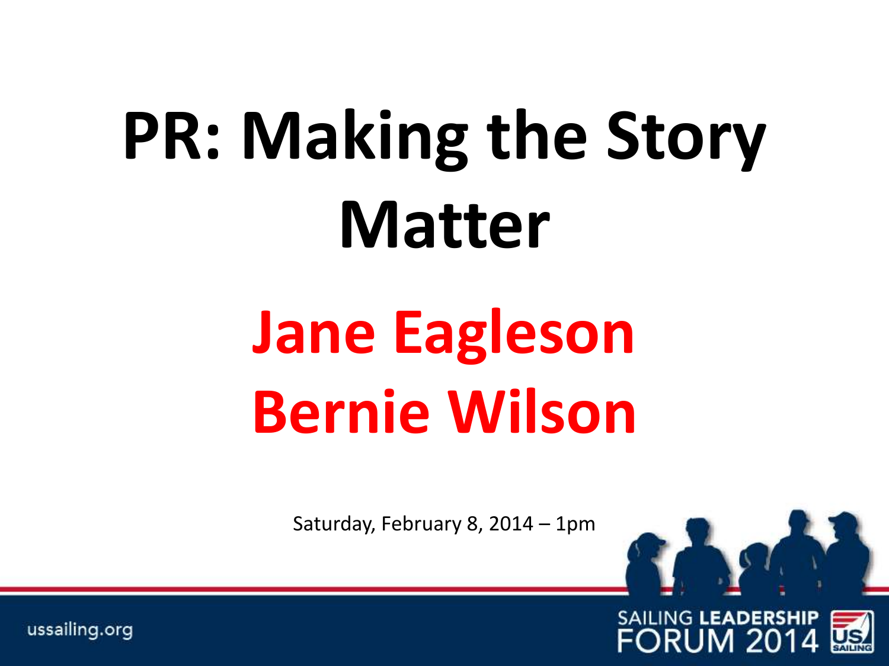# PR: Making the Story Matter

## Jane Eagleson
## Bernie Wilson

Saturday, February 8, 2014 – 1pm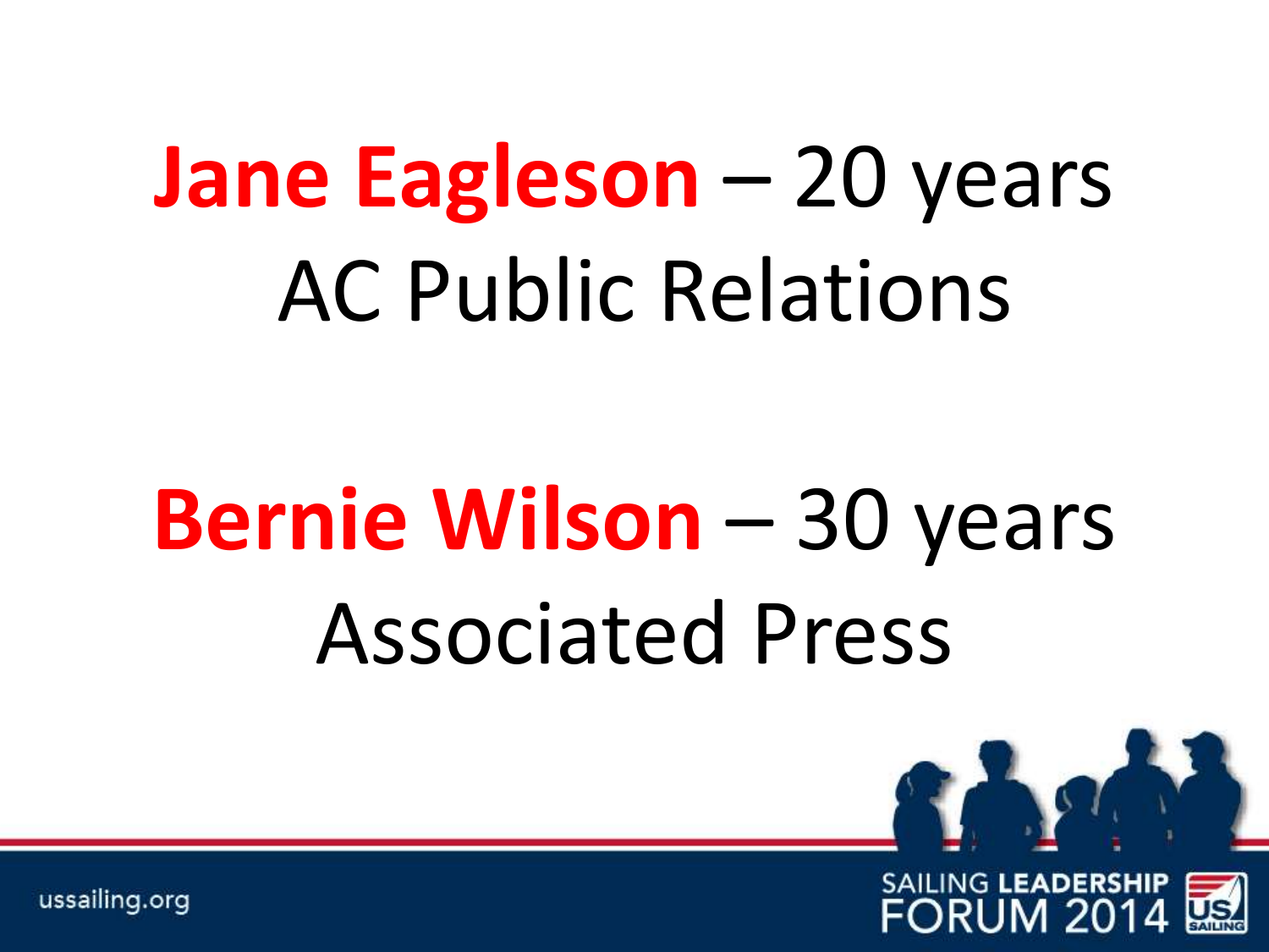**Jane Eagleson** – 20 years
AC Public Relations

**Bernie Wilson** – 30 years
Associated Press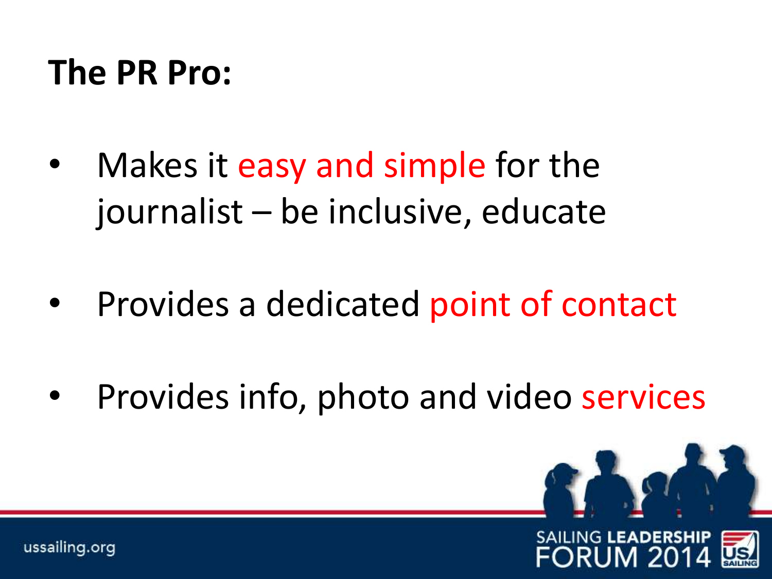## The PR Pro:

- Makes it easy and simple for the journalist – be inclusive, educate
- Provides a dedicated point of contact
- Provides info, photo and video services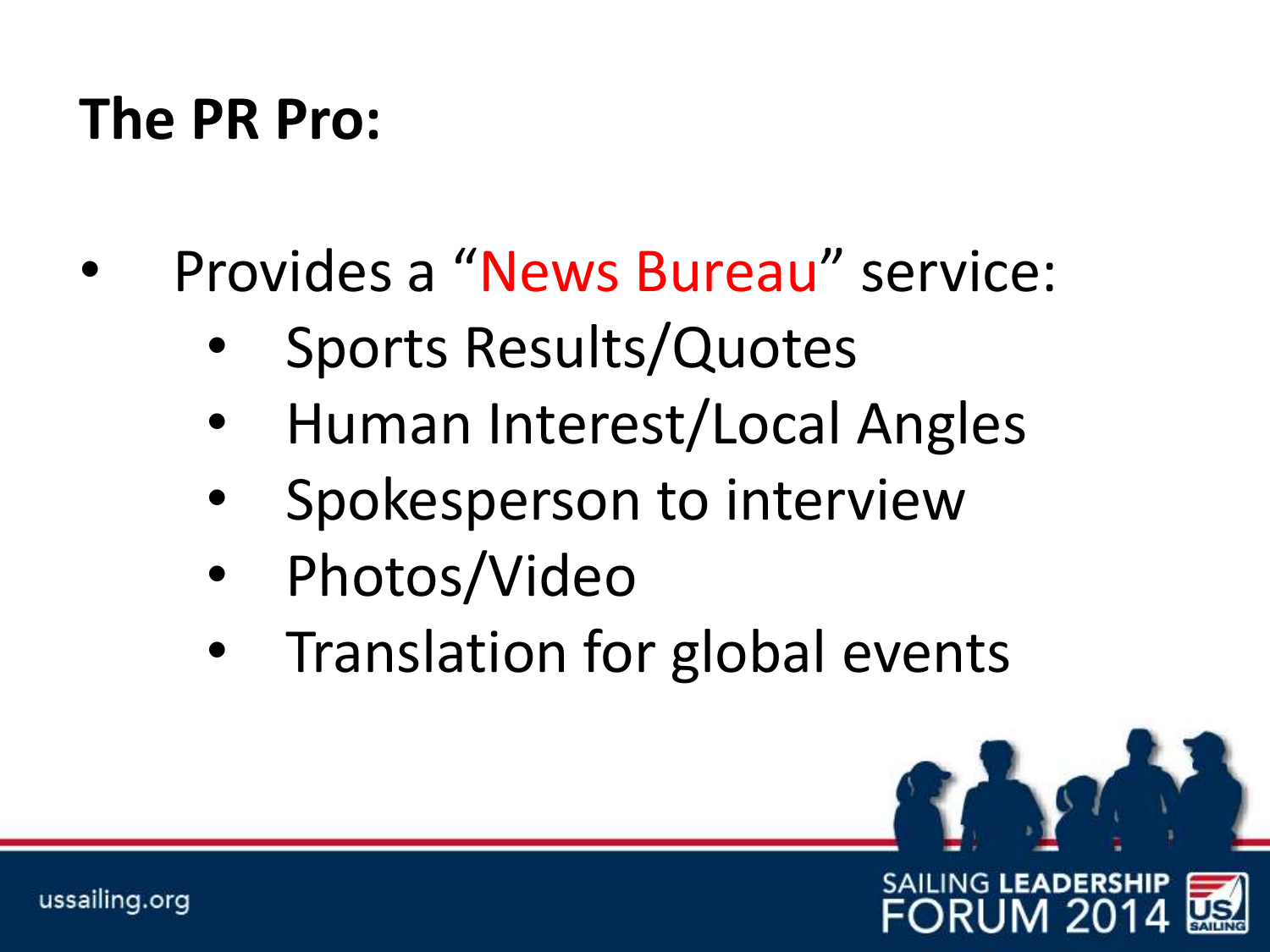# The PR Pro:

- Provides a "News Bureau" service:
  - Sports Results/Quotes
  - Human Interest/Local Angles
  - Spokesperson to interview
  - Photos/Video
  - Translation for global events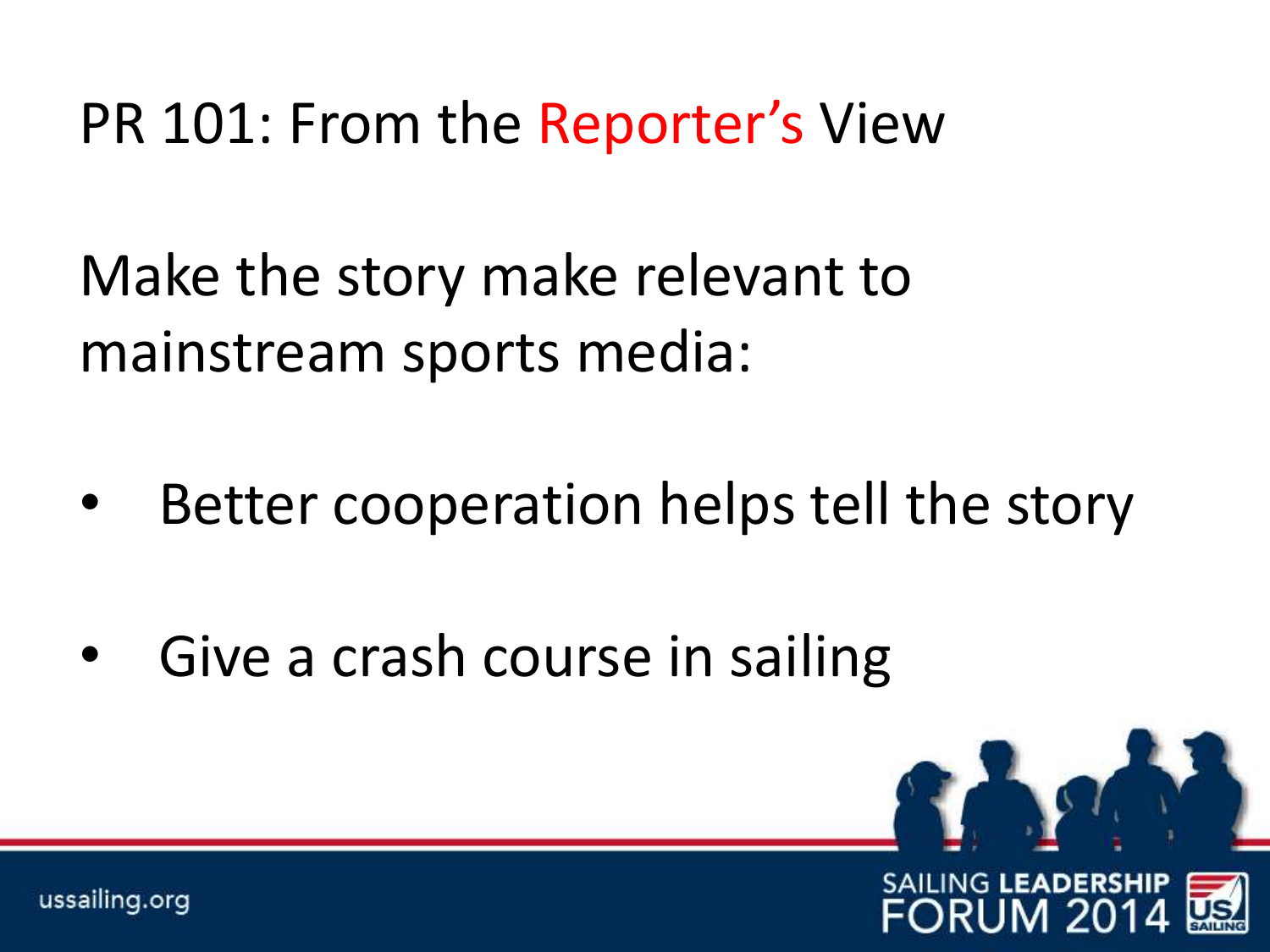# PR 101: From the Reporter's View

Make the story make relevant to mainstream sports media:

- Better cooperation helps tell the story
- Give a crash course in sailing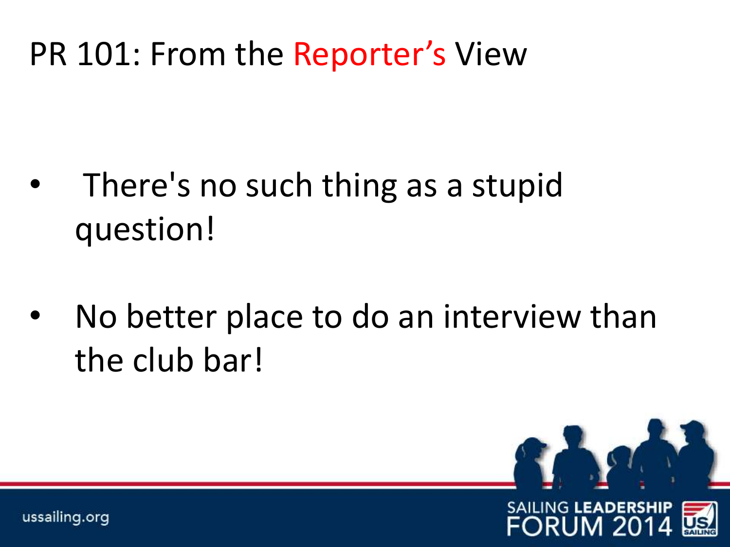# PR 101: From the Reporter's View

- There's no such thing as a stupid question!
- No better place to do an interview than the club bar!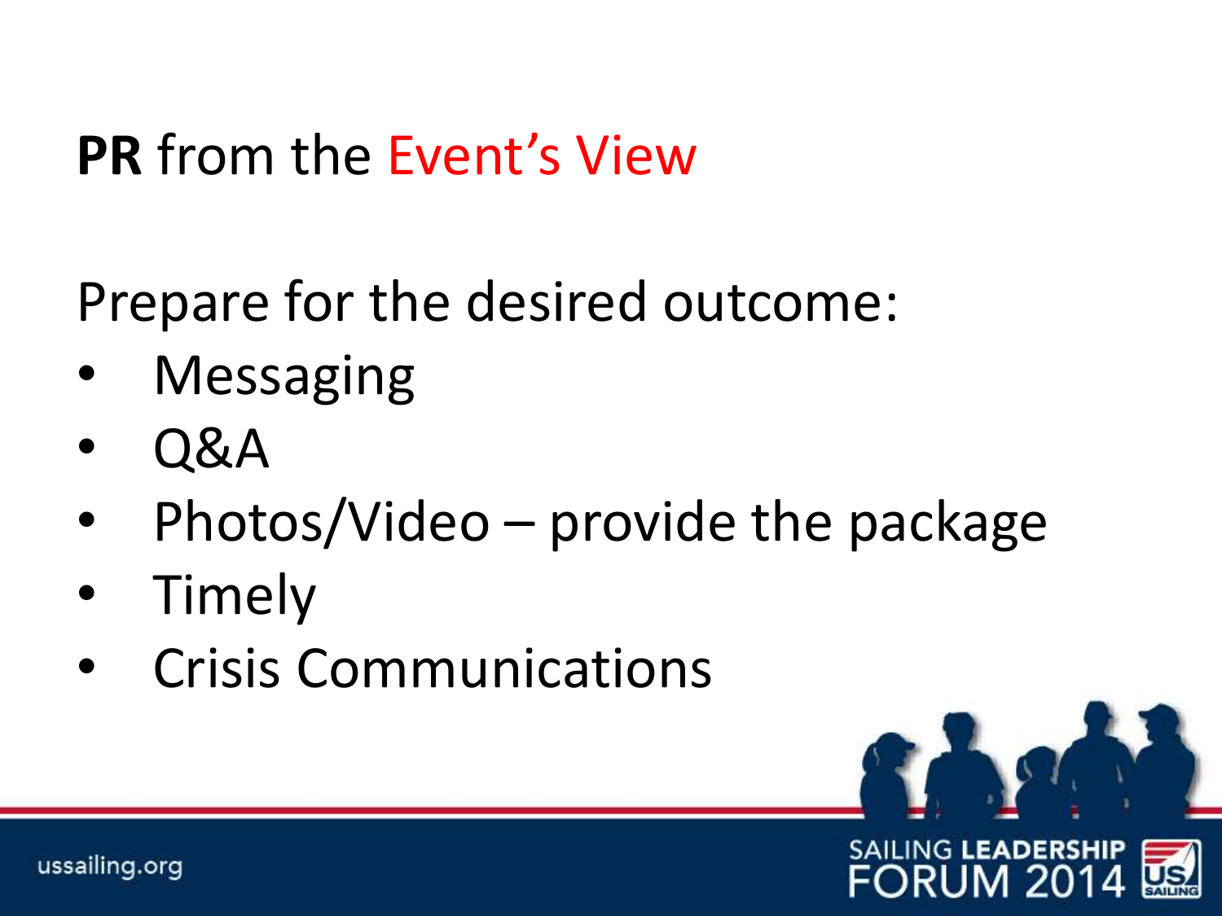# **PR** from the Event's View

Prepare for the desired outcome:

- Messaging
- Q&A
- Photos/Video – provide the package
- Timely
- Crisis Communications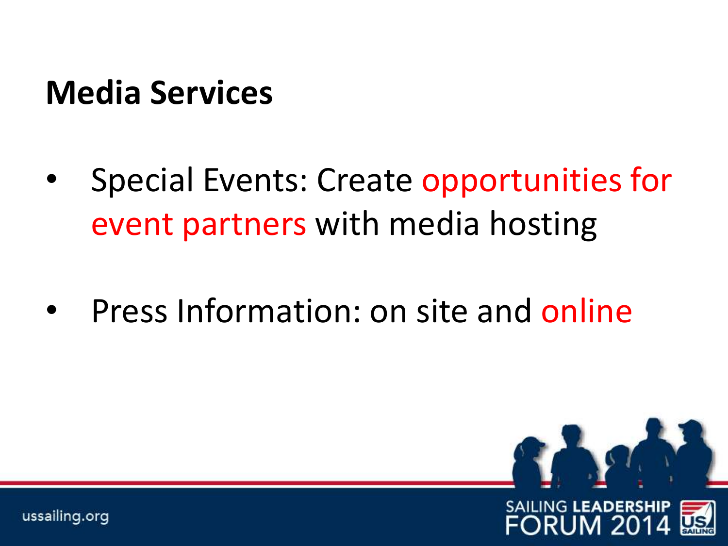## Media Services

- Special Events: Create opportunities for event partners with media hosting
- Press Information: on site and online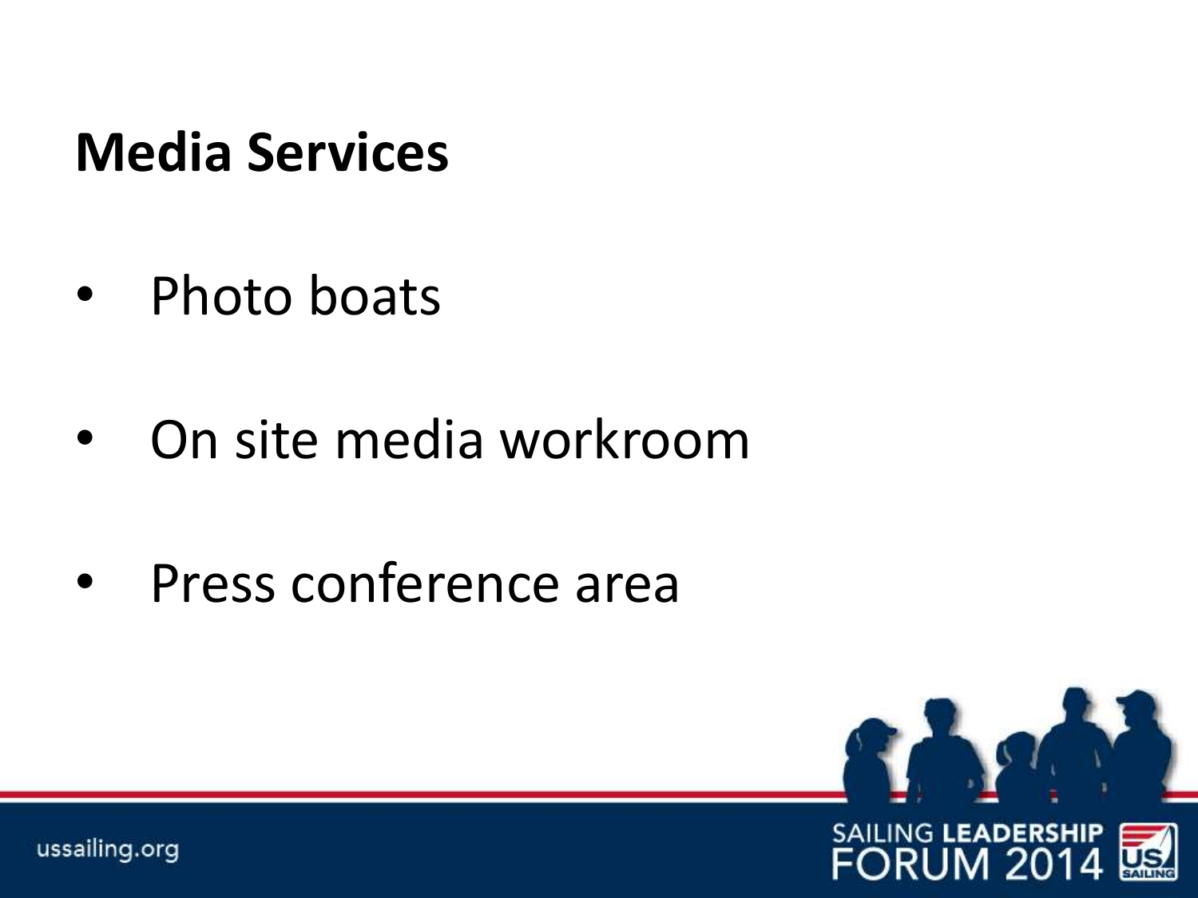# Media Services

- Photo boats
- On site media workroom
- Press conference area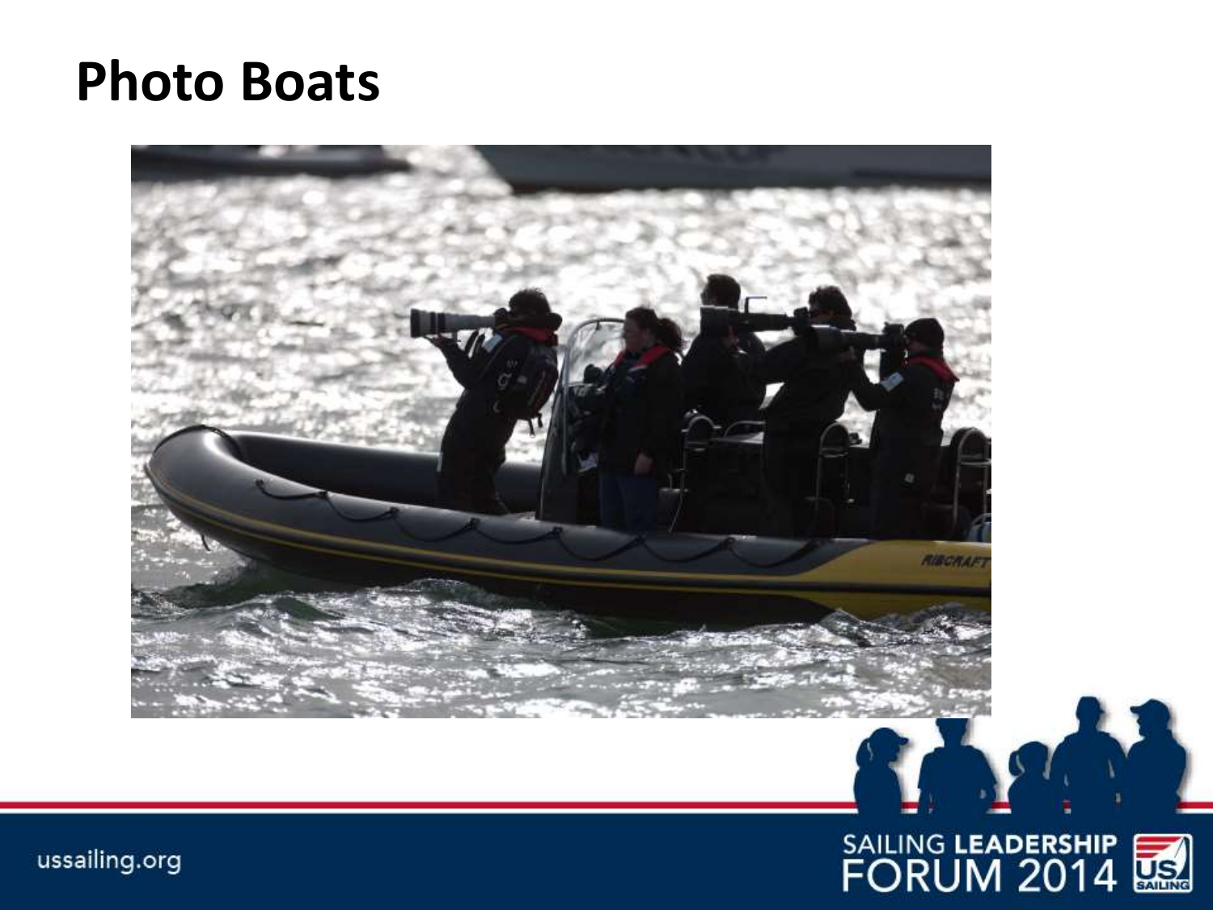# Photo Boats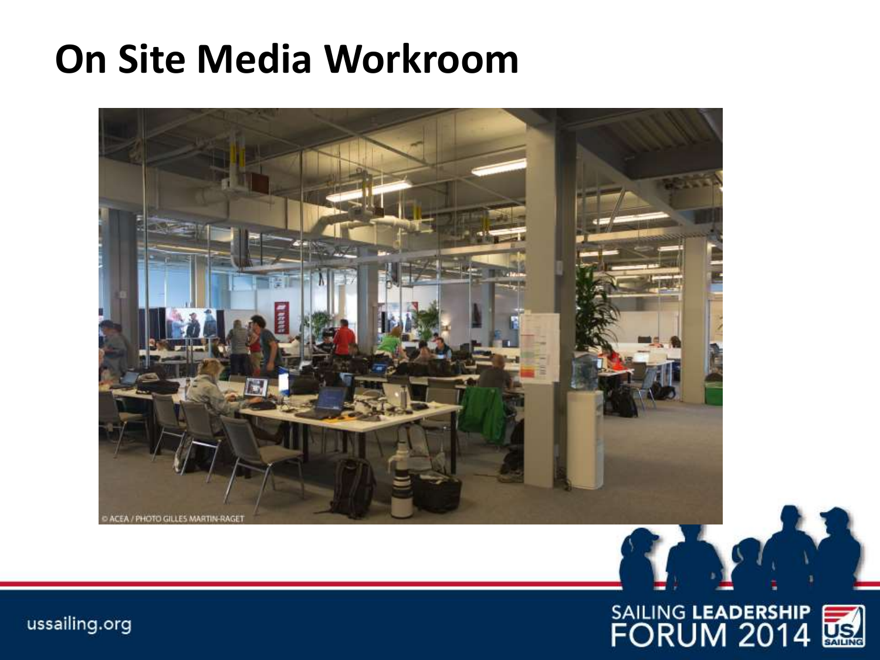# On Site Media Workroom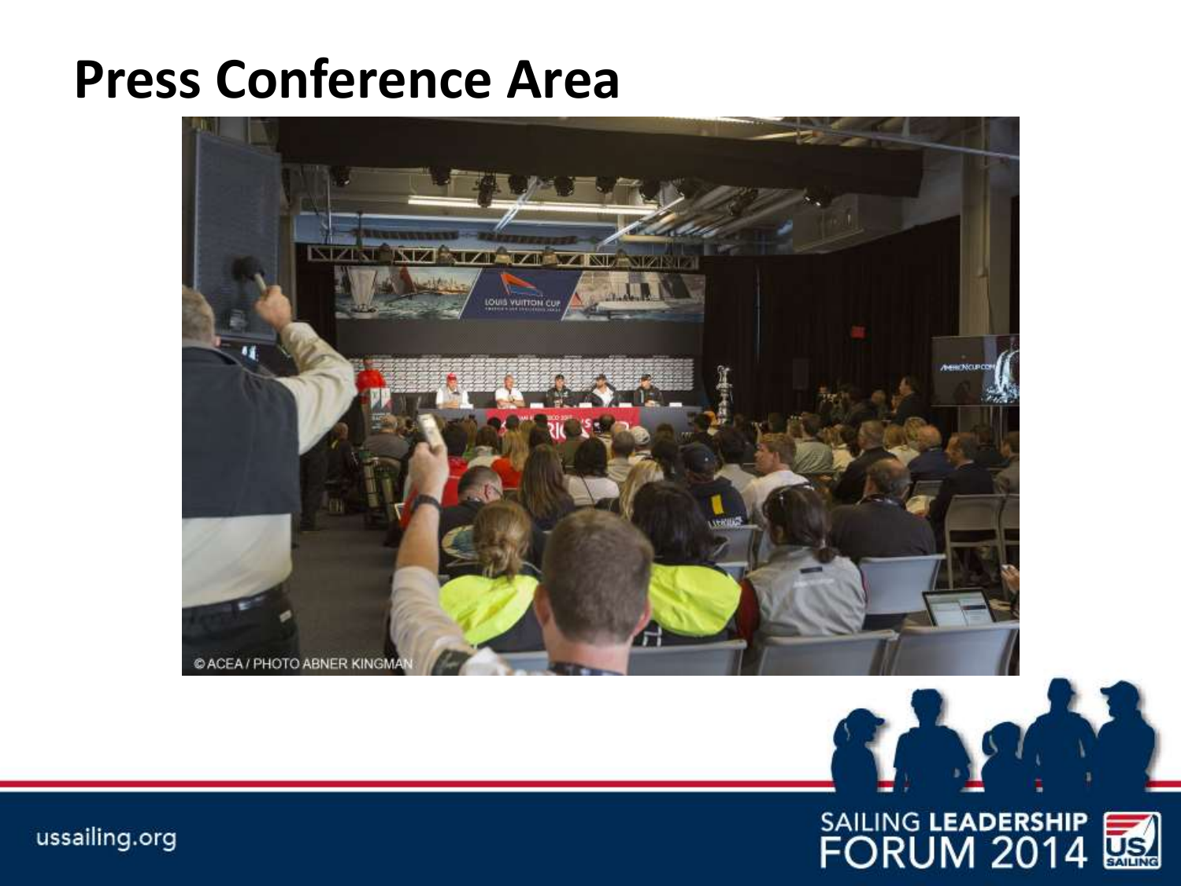# Press Conference Area

©ACEA / PHOTO ABNER KINGMAN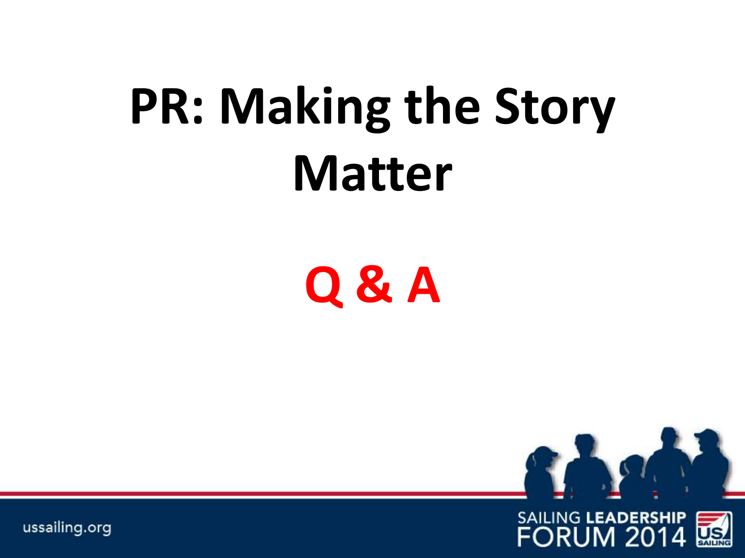# PR: Making the Story Matter

## Q & A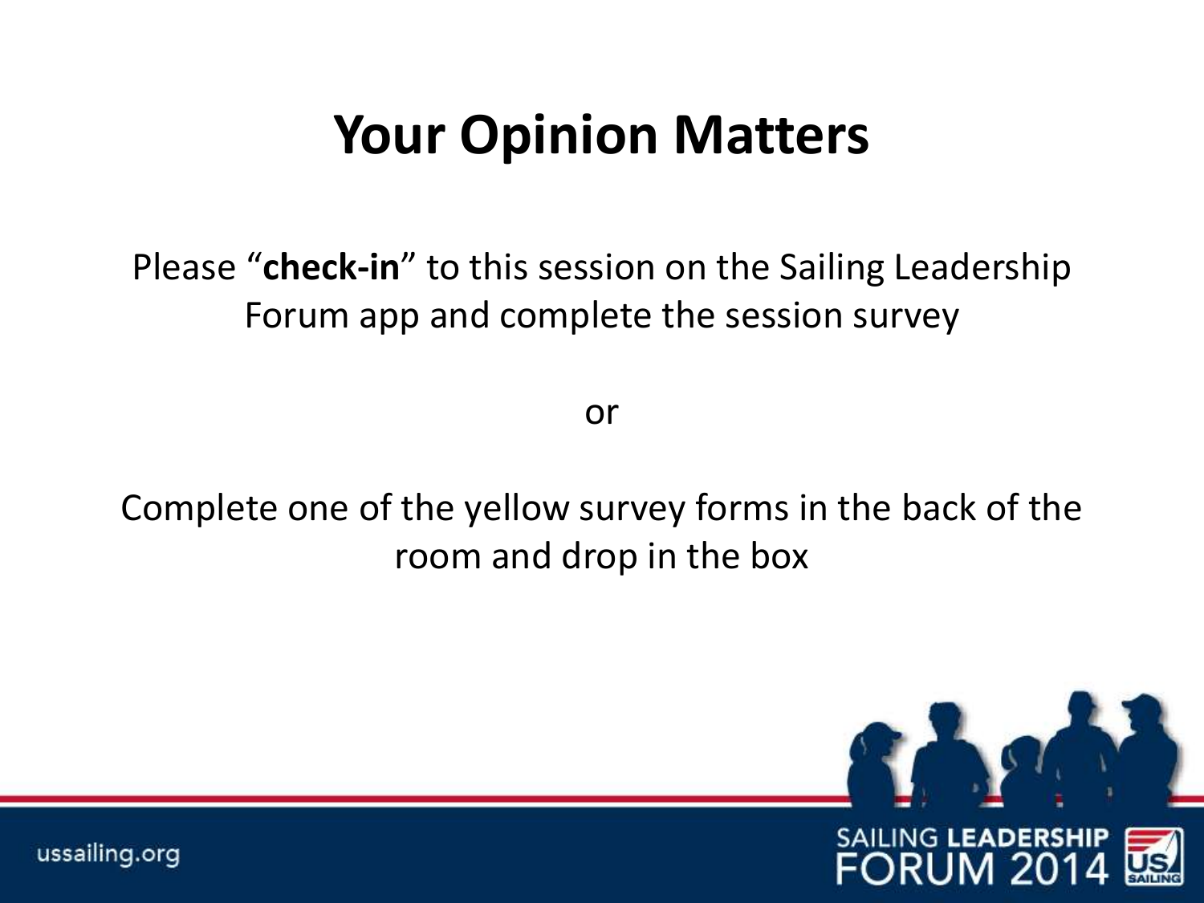# Your Opinion Matters

Please "**check-in**" to this session on the Sailing Leadership Forum app and complete the session survey

or

Complete one of the yellow survey forms in the back of the room and drop in the box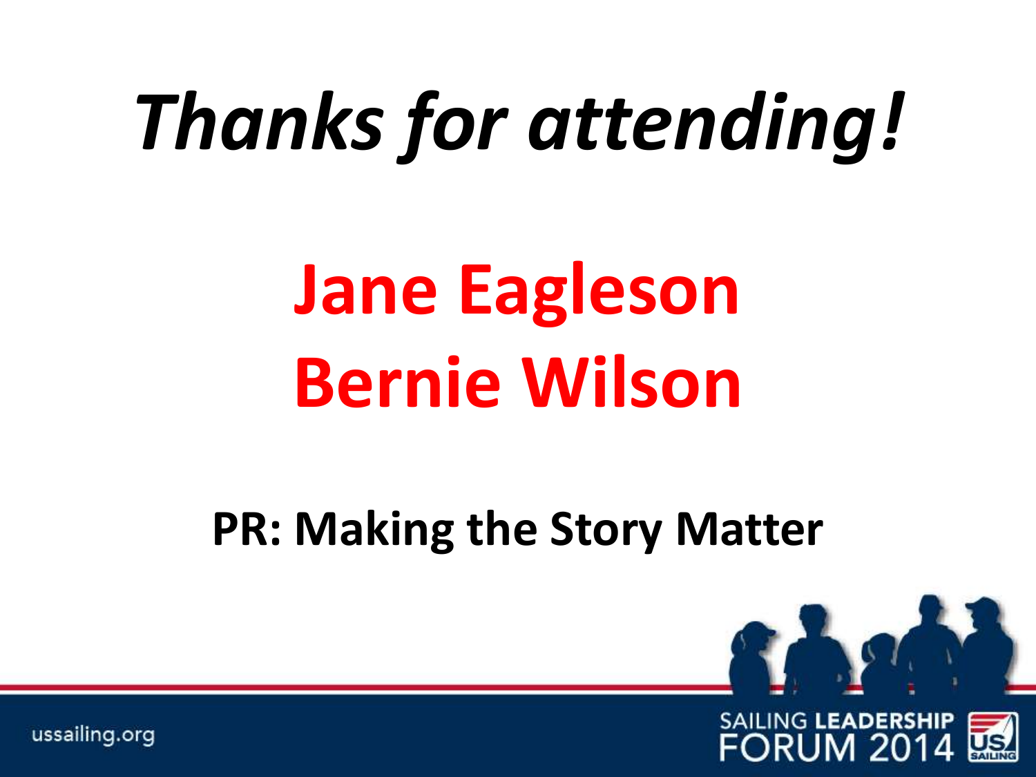# *Thanks for attending!*

## Jane Eagleson
## Bernie Wilson

**PR: Making the Story Matter**